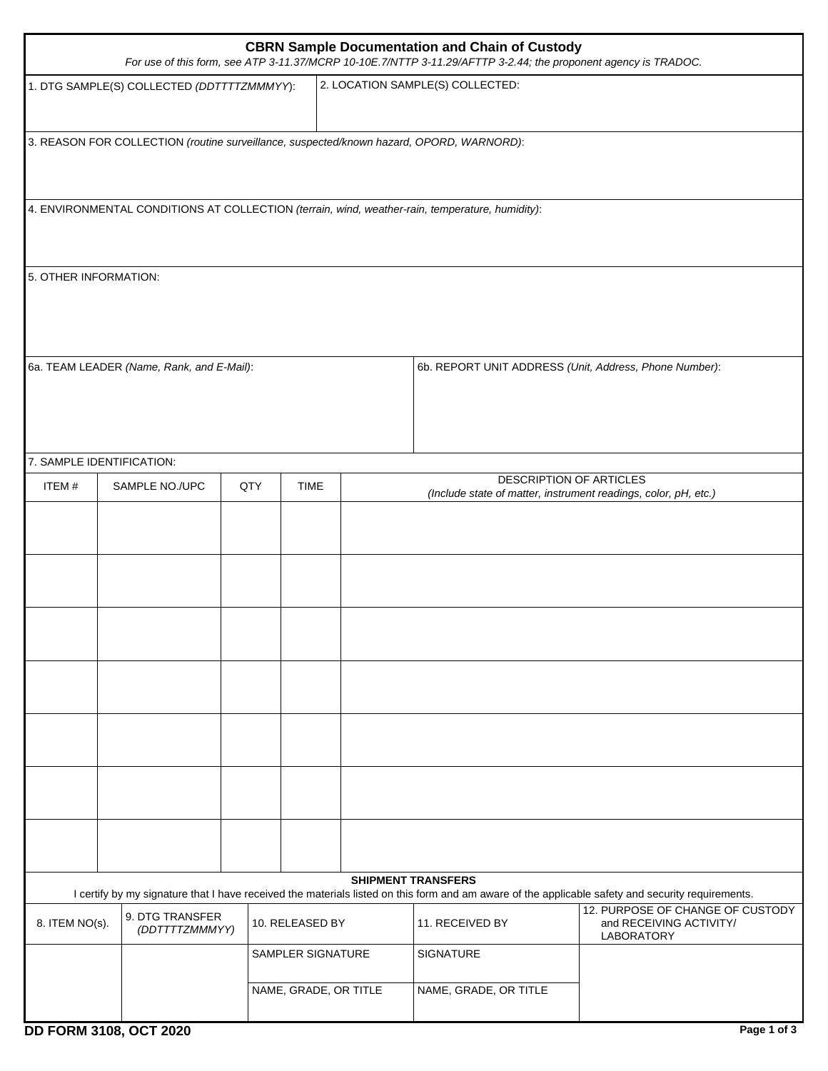# CBRN Sample Documentation and Chain of Custody

*For use of this form, see ATP 3-11.37/MCRP 10-10E.7/NTTP 3-11.29/AFTTP 3-2.44; the proponent agency is TRADOC.*

| 1. DTG SAMPLE(S) COLLECTED *(DDTTTTZMMMYY)*: | 2. LOCATION SAMPLE(S) COLLECTED: |
|---|---|
| | |

3. REASON FOR COLLECTION *(routine surveillance, suspected/known hazard, OPORD, WARNORD)*:

4. ENVIRONMENTAL CONDITIONS AT COLLECTION *(terrain, wind, weather-rain, temperature, humidity)*:

5. OTHER INFORMATION:

| 6a. TEAM LEADER *(Name, Rank, and E-Mail)*: | 6b. REPORT UNIT ADDRESS *(Unit, Address, Phone Number)*: |
|---|---|
| | |

7. SAMPLE IDENTIFICATION:

| ITEM # | SAMPLE NO./UPC | QTY | TIME | DESCRIPTION OF ARTICLES *(Include state of matter, instrument readings, color, pH, etc.)* |
|---|---|---|---|---|
| | | | | |
| | | | | |
| | | | | |
| | | | | |
| | | | | |
| | | | | |
| | | | | |

**SHIPMENT TRANSFERS**

I certify by my signature that I have received the materials listed on this form and am aware of the applicable safety and security requirements.

| 8. ITEM NO(s). | 9. DTG TRANSFER *(DDTTTTZMMMYY)* | 10. RELEASED BY | 11. RECEIVED BY | 12. PURPOSE OF CHANGE OF CUSTODY and RECEIVING ACTIVITY/ LABORATORY |
|---|---|---|---|---|
| | | SAMPLER SIGNATURE | SIGNATURE | |
| | | NAME, GRADE, OR TITLE | NAME, GRADE, OR TITLE | |

DD FORM 3108, OCT 2020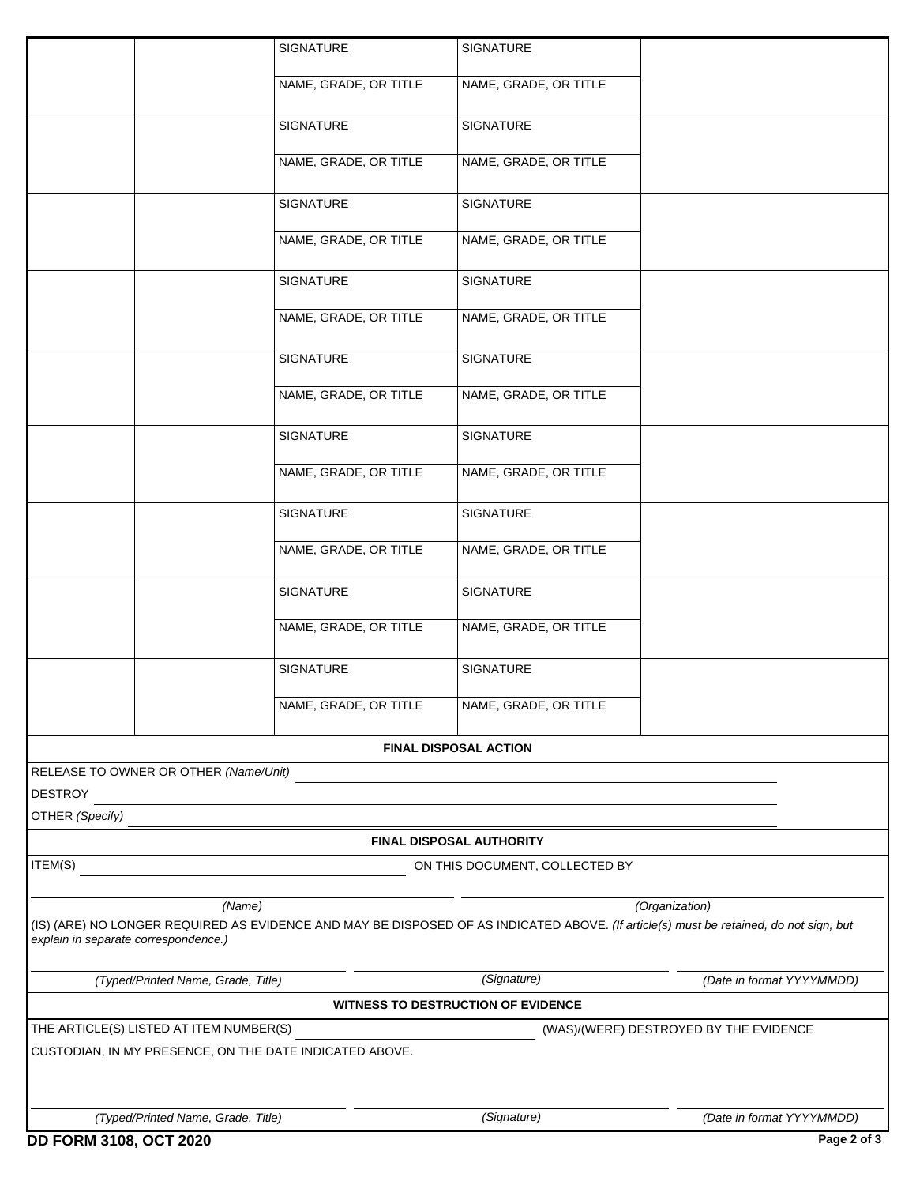| | | | | |
|---|---|---|---|---|
| | | SIGNATURE | SIGNATURE | |
| | | NAME, GRADE, OR TITLE | NAME, GRADE, OR TITLE | |
| | | SIGNATURE | SIGNATURE | |
| | | NAME, GRADE, OR TITLE | NAME, GRADE, OR TITLE | |
| | | SIGNATURE | SIGNATURE | |
| | | NAME, GRADE, OR TITLE | NAME, GRADE, OR TITLE | |
| | | SIGNATURE | SIGNATURE | |
| | | NAME, GRADE, OR TITLE | NAME, GRADE, OR TITLE | |
| | | SIGNATURE | SIGNATURE | |
| | | NAME, GRADE, OR TITLE | NAME, GRADE, OR TITLE | |
| | | SIGNATURE | SIGNATURE | |
| | | NAME, GRADE, OR TITLE | NAME, GRADE, OR TITLE | |
| | | SIGNATURE | SIGNATURE | |
| | | NAME, GRADE, OR TITLE | NAME, GRADE, OR TITLE | |
| | | SIGNATURE | SIGNATURE | |
| | | NAME, GRADE, OR TITLE | NAME, GRADE, OR TITLE | |
| | | SIGNATURE | SIGNATURE | |
| | | NAME, GRADE, OR TITLE | NAME, GRADE, OR TITLE | |

**FINAL DISPOSAL ACTION**

RELEASE TO OWNER OR OTHER *(Name/Unit)* ______________________________

DESTROY ______________________________

OTHER *(Specify)* ______________________________

**FINAL DISPOSAL AUTHORITY**

ITEM(S) ______________________________ ON THIS DOCUMENT, COLLECTED BY

______________________________ ______________________________
*(Name)* *(Organization)*

(IS) (ARE) NO LONGER REQUIRED AS EVIDENCE AND MAY BE DISPOSED OF AS INDICATED ABOVE. *(If article(s) must be retained, do not sign, but explain in separate correspondence.)*

______________________________ ______________________________ ______________________________
*(Typed/Printed Name, Grade, Title)* *(Signature)* *(Date in format YYYYMMDD)*

**WITNESS TO DESTRUCTION OF EVIDENCE**

THE ARTICLE(S) LISTED AT ITEM NUMBER(S) ______________________________ (WAS)/(WERE) DESTROYED BY THE EVIDENCE CUSTODIAN, IN MY PRESENCE, ON THE DATE INDICATED ABOVE.

______________________________ ______________________________ ______________________________
*(Typed/Printed Name, Grade, Title)* *(Signature)* *(Date in format YYYYMMDD)*

**DD FORM 3108, OCT 2020**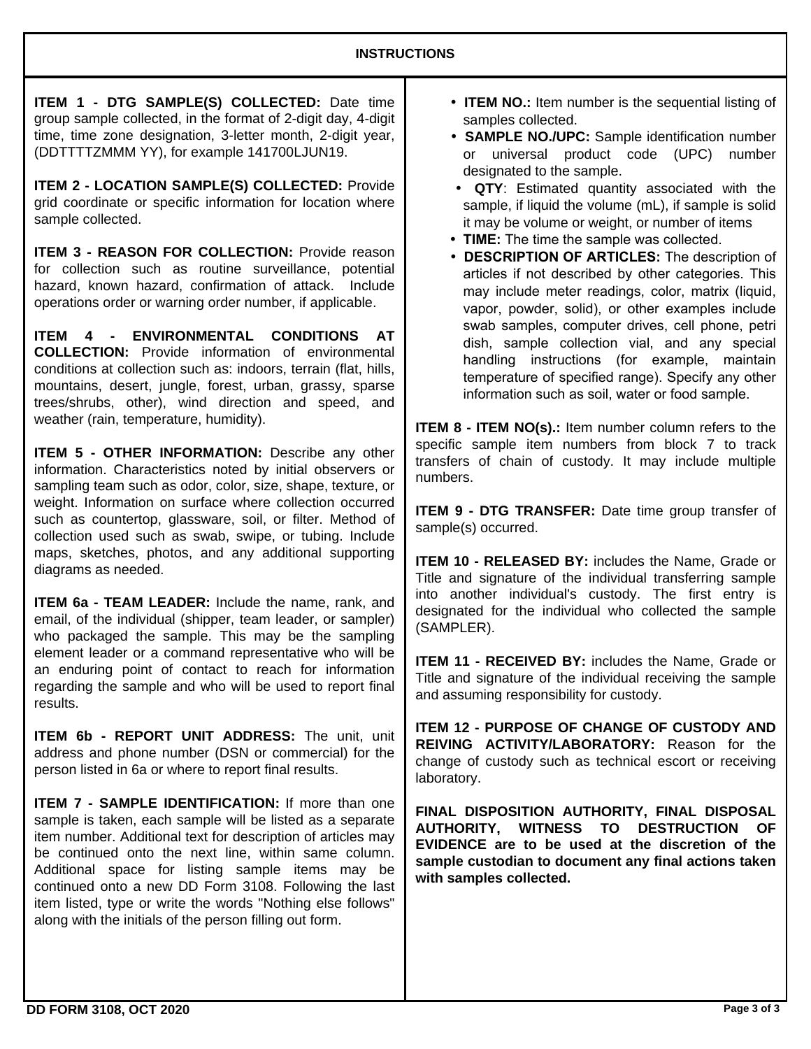# INSTRUCTIONS

**ITEM 1 - DTG SAMPLE(S) COLLECTED:** Date time group sample collected, in the format of 2-digit day, 4-digit time, time zone designation, 3-letter month, 2-digit year, (DDTTTTZMMM YY), for example 141700LJUN19.

**ITEM 2 - LOCATION SAMPLE(S) COLLECTED:** Provide grid coordinate or specific information for location where sample collected.

**ITEM 3 - REASON FOR COLLECTION:** Provide reason for collection such as routine surveillance, potential hazard, known hazard, confirmation of attack. Include operations order or warning order number, if applicable.

**ITEM 4 - ENVIRONMENTAL CONDITIONS AT COLLECTION:** Provide information of environmental conditions at collection such as: indoors, terrain (flat, hills, mountains, desert, jungle, forest, urban, grassy, sparse trees/shrubs, other), wind direction and speed, and weather (rain, temperature, humidity).

**ITEM 5 - OTHER INFORMATION:** Describe any other information. Characteristics noted by initial observers or sampling team such as odor, color, size, shape, texture, or weight. Information on surface where collection occurred such as countertop, glassware, soil, or filter. Method of collection used such as swab, swipe, or tubing. Include maps, sketches, photos, and any additional supporting diagrams as needed.

**ITEM 6a - TEAM LEADER:** Include the name, rank, and email, of the individual (shipper, team leader, or sampler) who packaged the sample. This may be the sampling element leader or a command representative who will be an enduring point of contact to reach for information regarding the sample and who will be used to report final results.

**ITEM 6b - REPORT UNIT ADDRESS:** The unit, unit address and phone number (DSN or commercial) for the person listed in 6a or where to report final results.

**ITEM 7 - SAMPLE IDENTIFICATION:** If more than one sample is taken, each sample will be listed as a separate item number. Additional text for description of articles may be continued onto the next line, within same column. Additional space for listing sample items may be continued onto a new DD Form 3108. Following the last item listed, type or write the words "Nothing else follows" along with the initials of the person filling out form.

- **ITEM NO.:** Item number is the sequential listing of samples collected.
- **SAMPLE NO./UPC:** Sample identification number or universal product code (UPC) number designated to the sample.
- **QTY**: Estimated quantity associated with the sample, if liquid the volume (mL), if sample is solid it may be volume or weight, or number of items
- **TIME:** The time the sample was collected.
- **DESCRIPTION OF ARTICLES:** The description of articles if not described by other categories. This may include meter readings, color, matrix (liquid, vapor, powder, solid), or other examples include swab samples, computer drives, cell phone, petri dish, sample collection vial, and any special handling instructions (for example, maintain temperature of specified range). Specify any other information such as soil, water or food sample.

**ITEM 8 - ITEM NO(s).:** Item number column refers to the specific sample item numbers from block 7 to track transfers of chain of custody. It may include multiple numbers.

**ITEM 9 - DTG TRANSFER:** Date time group transfer of sample(s) occurred.

**ITEM 10 - RELEASED BY:** includes the Name, Grade or Title and signature of the individual transferring sample into another individual's custody. The first entry is designated for the individual who collected the sample (SAMPLER).

**ITEM 11 - RECEIVED BY:** includes the Name, Grade or Title and signature of the individual receiving the sample and assuming responsibility for custody.

**ITEM 12 - PURPOSE OF CHANGE OF CUSTODY AND REIVING ACTIVITY/LABORATORY:** Reason for the change of custody such as technical escort or receiving laboratory.

**FINAL DISPOSITION AUTHORITY, FINAL DISPOSAL AUTHORITY, WITNESS TO DESTRUCTION OF EVIDENCE are to be used at the discretion of the sample custodian to document any final actions taken with samples collected.**

DD FORM 3108, OCT 2020